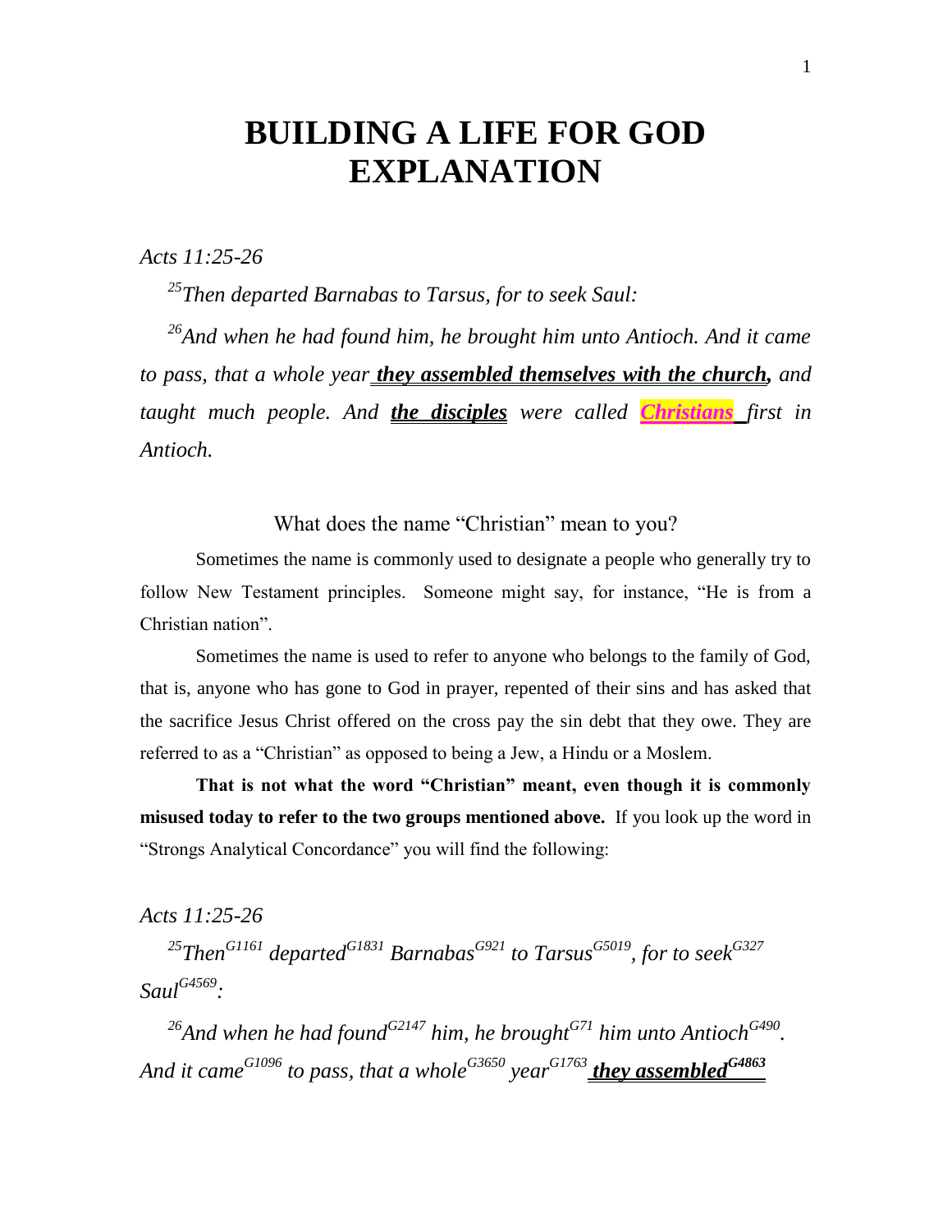# BUILDING A LIFE FOR GOD EXPLANATION

*Acts 11:25-26*

*[25]Then departed Barnabas to Tarsus, for to seek Saul:*

*[26]And when he had found him, he brought him unto Antioch. And it came to pass, that a whole year **they assembled themselves with the church,** and taught much people. And **the disciples** were called **Christians** first in Antioch.*

What does the name "Christian" mean to you?

Sometimes the name is commonly used to designate a people who generally try to follow New Testament principles. Someone might say, for instance, "He is from a Christian nation".

Sometimes the name is used to refer to anyone who belongs to the family of God, that is, anyone who has gone to God in prayer, repented of their sins and has asked that the sacrifice Jesus Christ offered on the cross pay the sin debt that they owe. They are referred to as a "Christian" as opposed to being a Jew, a Hindu or a Moslem.

**That is not what the word "Christian" meant, even though it is commonly misused today to refer to the two groups mentioned above.** If you look up the word in "Strongs Analytical Concordance" you will find the following:

*Acts 11:25-26*

*[25]Then[G1161] departed[G1831] Barnabas[G921] to Tarsus[G5019], for to seek[G327] Saul[G4569]:*

*[26]And when he had found[G2147] him, he brought[G71] him unto Antioch[G490]. And it came[G1096] to pass, that a whole[G3650] year[G1763] **they assembled[G4863]***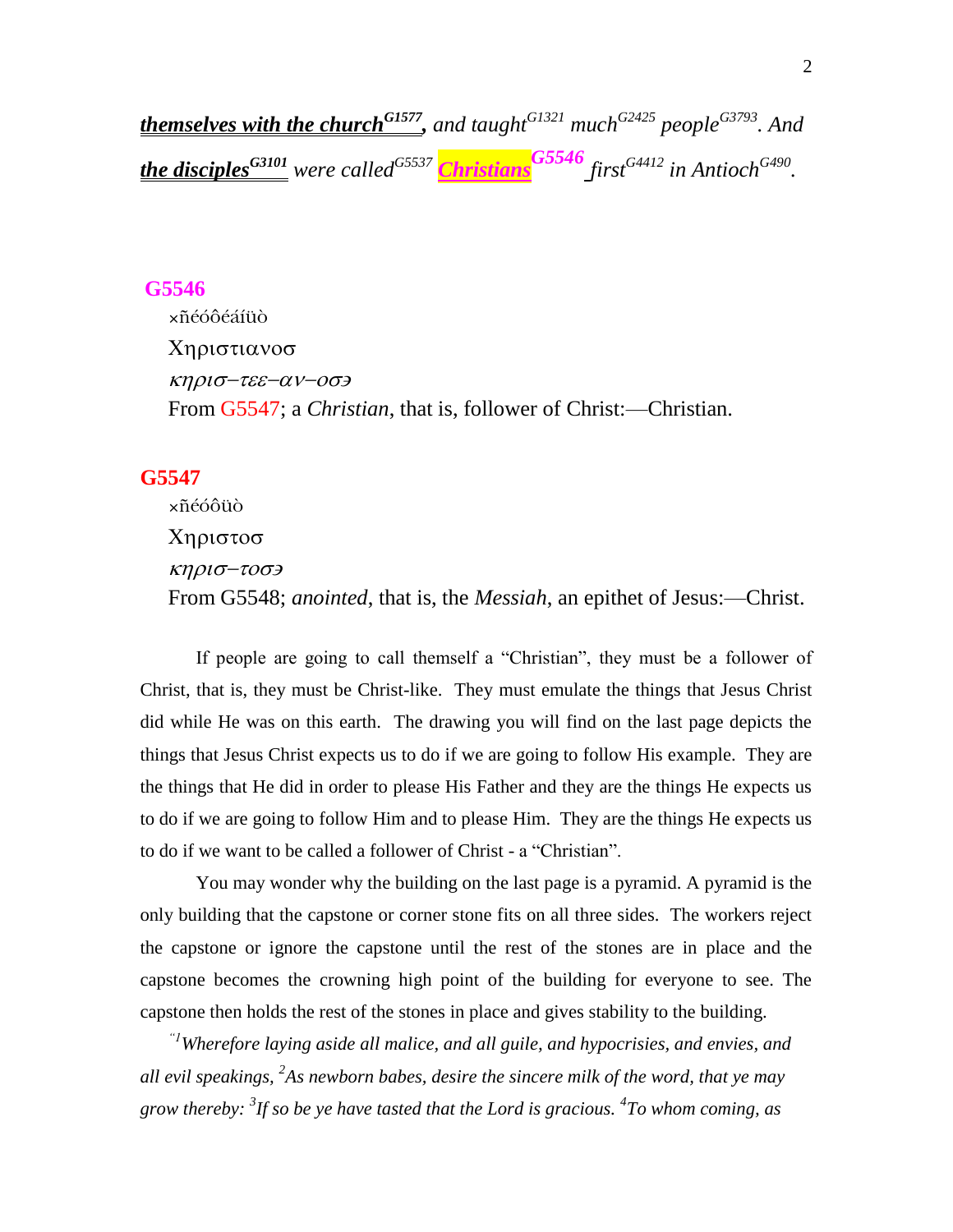***themselves with the church*[G1577]*,*** *and taught*[G1321] *much*[G2425] *people*[G3793]*. And* ***the disciples*[G3101]** *were called*[G5537] ***Christians*[G5546]** *first*[G4412] *in Antioch*[G490]*.*

**G5546**

×ñéóôéáíüò

Χηριστιανοσ

*κηρισ–τεε–αν–οσэ*

From G5547; a *Christian*, that is, follower of Christ:—Christian.

**G5547**

×ñéóôüò

Χηριστοσ

*κηρισ–τοσэ*

From G5548; *anointed*, that is, the *Messiah*, an epithet of Jesus:—Christ.

If people are going to call themself a "Christian", they must be a follower of Christ, that is, they must be Christ-like. They must emulate the things that Jesus Christ did while He was on this earth. The drawing you will find on the last page depicts the things that Jesus Christ expects us to do if we are going to follow His example. They are the things that He did in order to please His Father and they are the things He expects us to do if we are going to follow Him and to please Him. They are the things He expects us to do if we want to be called a follower of Christ - a "Christian".

You may wonder why the building on the last page is a pyramid. A pyramid is the only building that the capstone or corner stone fits on all three sides. The workers reject the capstone or ignore the capstone until the rest of the stones are in place and the capstone becomes the crowning high point of the building for everyone to see. The capstone then holds the rest of the stones in place and gives stability to the building.

*"[1]Wherefore laying aside all malice, and all guile, and hypocrisies, and envies, and all evil speakings, [2]As newborn babes, desire the sincere milk of the word, that ye may grow thereby: [3]If so be ye have tasted that the Lord is gracious. [4]To whom coming, as*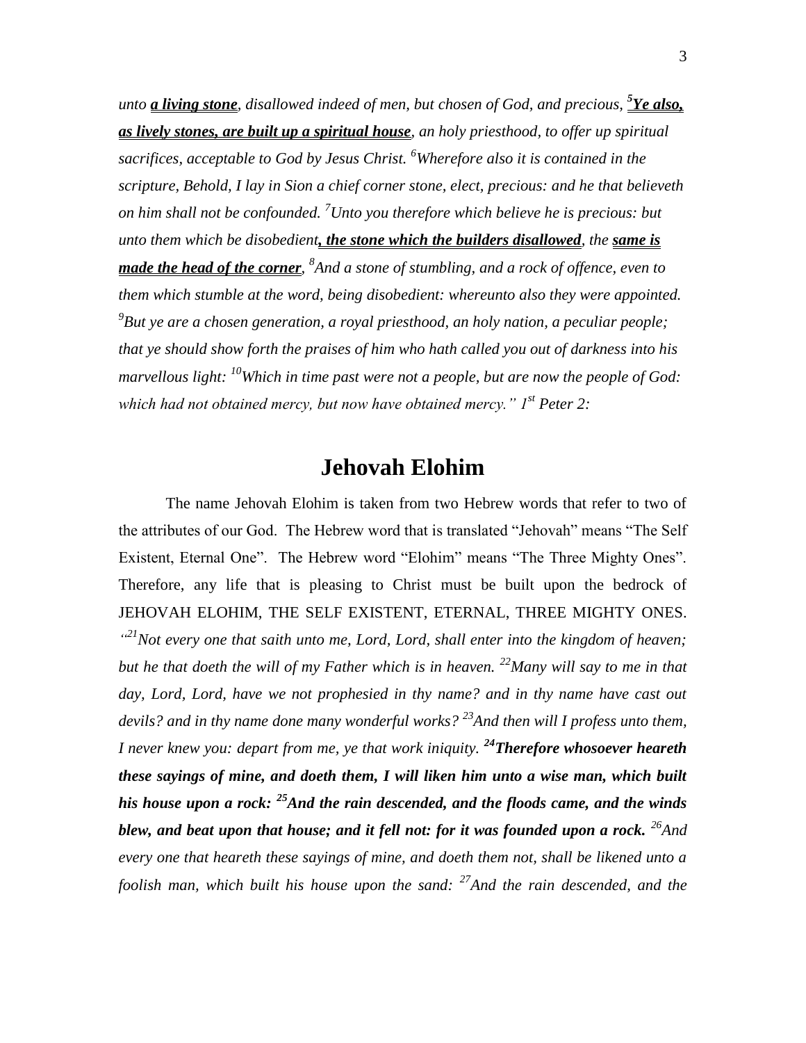*unto **a living stone**, disallowed indeed of men, but chosen of God, and precious, [5]**Ye also, as lively stones, are built up a spiritual house**, an holy priesthood, to offer up spiritual sacrifices, acceptable to God by Jesus Christ. [6]Wherefore also it is contained in the scripture, Behold, I lay in Sion a chief corner stone, elect, precious: and he that believeth on him shall not be confounded. [7]Unto you therefore which believe he is precious: but unto them which be disobedient**, the stone which the builders disallowed**, the **same is made the head of the corner**, [8]And a stone of stumbling, and a rock of offence, even to them which stumble at the word, being disobedient: whereunto also they were appointed. [9]But ye are a chosen generation, a royal priesthood, an holy nation, a peculiar people; that ye should show forth the praises of him who hath called you out of darkness into his marvellous light: [10]Which in time past were not a people, but are now the people of God: which had not obtained mercy, but now have obtained mercy." 1st Peter 2:*

## Jehovah Elohim

The name Jehovah Elohim is taken from two Hebrew words that refer to two of the attributes of our God. The Hebrew word that is translated "Jehovah" means "The Self Existent, Eternal One". The Hebrew word "Elohim" means "The Three Mighty Ones". Therefore, any life that is pleasing to Christ must be built upon the bedrock of JEHOVAH ELOHIM, THE SELF EXISTENT, ETERNAL, THREE MIGHTY ONES. *"[21]Not every one that saith unto me, Lord, Lord, shall enter into the kingdom of heaven; but he that doeth the will of my Father which is in heaven. [22]Many will say to me in that day, Lord, Lord, have we not prophesied in thy name? and in thy name have cast out devils? and in thy name done many wonderful works? [23]And then will I profess unto them, I never knew you: depart from me, ye that work iniquity. **[24]Therefore whosoever heareth these sayings of mine, and doeth them, I will liken him unto a wise man, which built his house upon a rock: [25]And the rain descended, and the floods came, and the winds blew, and beat upon that house; and it fell not: for it was founded upon a rock.** [26]And every one that heareth these sayings of mine, and doeth them not, shall be likened unto a foolish man, which built his house upon the sand: [27]And the rain descended, and the*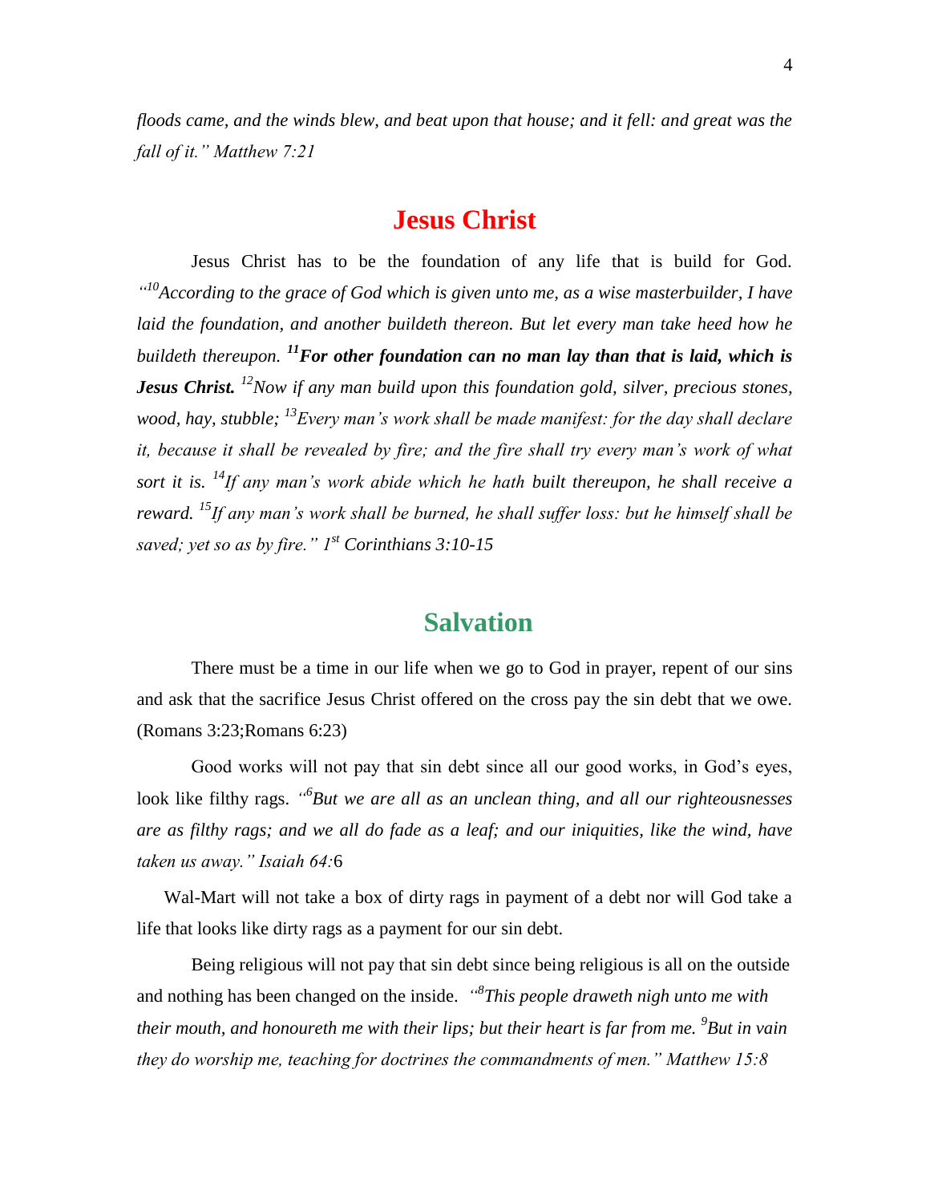*floods came, and the winds blew, and beat upon that house; and it fell: and great was the fall of it." Matthew 7:21*

## Jesus Christ

Jesus Christ has to be the foundation of any life that is build for God. *"[10]According to the grace of God which is given unto me, as a wise masterbuilder, I have laid the foundation, and another buildeth thereon. But let every man take heed how he buildeth thereupon.* ***[11]For other foundation can no man lay than that is laid, which is Jesus Christ.*** *[12]Now if any man build upon this foundation gold, silver, precious stones, wood, hay, stubble; [13]Every man's work shall be made manifest: for the day shall declare it, because it shall be revealed by fire; and the fire shall try every man's work of what sort it is. [14]If any man's work abide which he hath built thereupon, he shall receive a reward. [15]If any man's work shall be burned, he shall suffer loss: but he himself shall be saved; yet so as by fire." 1st Corinthians 3:10-15*

## Salvation

There must be a time in our life when we go to God in prayer, repent of our sins and ask that the sacrifice Jesus Christ offered on the cross pay the sin debt that we owe. (Romans 3:23;Romans 6:23)

Good works will not pay that sin debt since all our good works, in God's eyes, look like filthy rags. *"[6]But we are all as an unclean thing, and all our righteousnesses are as filthy rags; and we all do fade as a leaf; and our iniquities, like the wind, have taken us away." Isaiah 64:*6

Wal-Mart will not take a box of dirty rags in payment of a debt nor will God take a life that looks like dirty rags as a payment for our sin debt.

Being religious will not pay that sin debt since being religious is all on the outside and nothing has been changed on the inside. *"[8]This people draweth nigh unto me with their mouth, and honoureth me with their lips; but their heart is far from me. [9]But in vain they do worship me, teaching for doctrines the commandments of men." Matthew 15:8*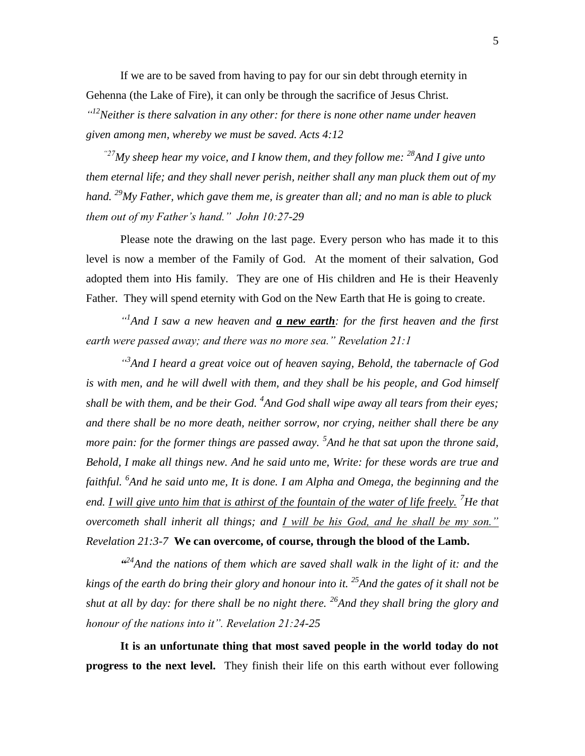If we are to be saved from having to pay for our sin debt through eternity in Gehenna (the Lake of Fire), it can only be through the sacrifice of Jesus Christ. *"[12]Neither is there salvation in any other: for there is none other name under heaven given among men, whereby we must be saved. Acts 4:12*

*"[27]My sheep hear my voice, and I know them, and they follow me: [28]And I give unto them eternal life; and they shall never perish, neither shall any man pluck them out of my hand. [29]My Father, which gave them me, is greater than all; and no man is able to pluck them out of my Father's hand." John 10:27-29*

Please note the drawing on the last page. Every person who has made it to this level is now a member of the Family of God. At the moment of their salvation, God adopted them into His family. They are one of His children and He is their Heavenly Father. They will spend eternity with God on the New Earth that He is going to create.

*"[1]And I saw a new heaven and* ***a new earth****: for the first heaven and the first earth were passed away; and there was no more sea." Revelation 21:1*

*"[3]And I heard a great voice out of heaven saying, Behold, the tabernacle of God is with men, and he will dwell with them, and they shall be his people, and God himself shall be with them, and be their God. [4]And God shall wipe away all tears from their eyes; and there shall be no more death, neither sorrow, nor crying, neither shall there be any more pain: for the former things are passed away. [5]And he that sat upon the throne said, Behold, I make all things new. And he said unto me, Write: for these words are true and faithful. [6]And he said unto me, It is done. I am Alpha and Omega, the beginning and the end. I will give unto him that is athirst of the fountain of the water of life freely. [7]He that overcometh shall inherit all things; and I will be his God, and he shall be my son." Revelation 21:3-7* **We can overcome, of course, through the blood of the Lamb.**

*"[24]And the nations of them which are saved shall walk in the light of it: and the kings of the earth do bring their glory and honour into it. [25]And the gates of it shall not be shut at all by day: for there shall be no night there. [26]And they shall bring the glory and honour of the nations into it". Revelation 21:24-25*

**It is an unfortunate thing that most saved people in the world today do not progress to the next level.** They finish their life on this earth without ever following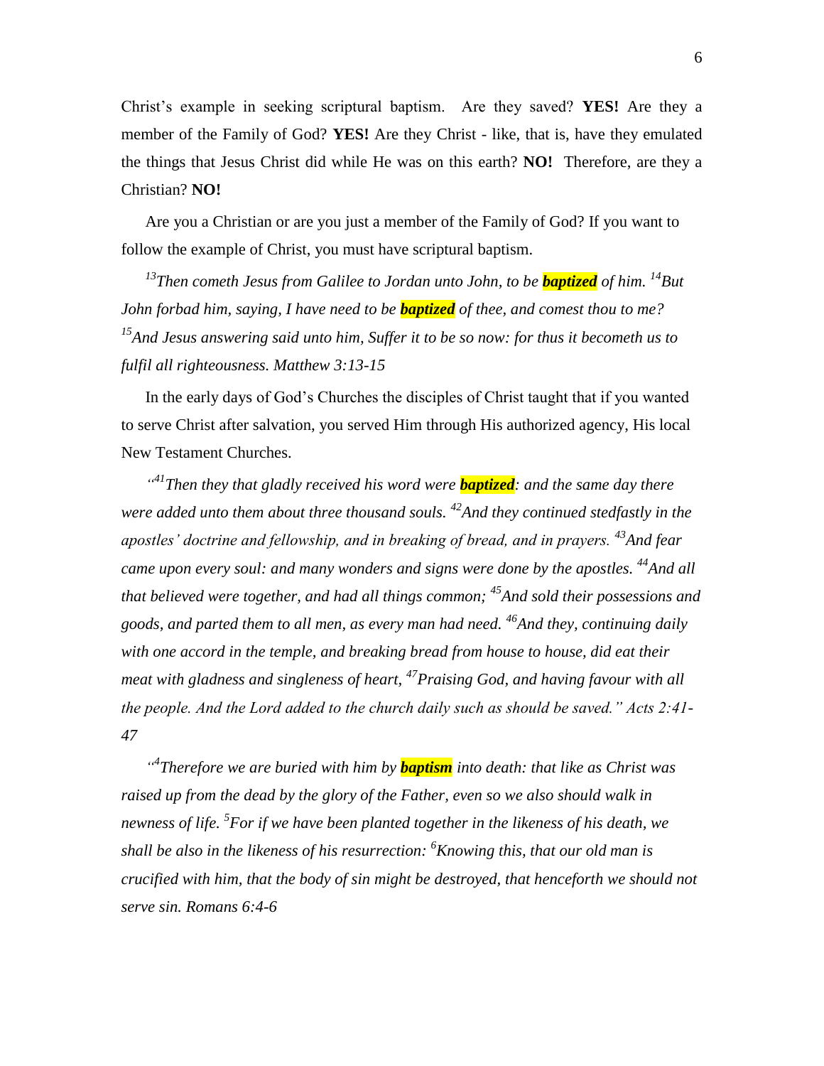Christ's example in seeking scriptural baptism. Are they saved? **YES!** Are they a member of the Family of God? **YES!** Are they Christ - like, that is, have they emulated the things that Jesus Christ did while He was on this earth? **NO!** Therefore, are they a Christian? **NO!**

Are you a Christian or are you just a member of the Family of God? If you want to follow the example of Christ, you must have scriptural baptism.

*[13]Then cometh Jesus from Galilee to Jordan unto John, to be **baptized** of him. [14]But John forbad him, saying, I have need to be **baptized** of thee, and comest thou to me? [15]And Jesus answering said unto him, Suffer it to be so now: for thus it becometh us to fulfil all righteousness. Matthew 3:13-15*

In the early days of God's Churches the disciples of Christ taught that if you wanted to serve Christ after salvation, you served Him through His authorized agency, His local New Testament Churches.

*"[41]Then they that gladly received his word were **baptized**: and the same day there were added unto them about three thousand souls. [42]And they continued stedfastly in the apostles' doctrine and fellowship, and in breaking of bread, and in prayers. [43]And fear came upon every soul: and many wonders and signs were done by the apostles. [44]And all that believed were together, and had all things common; [45]And sold their possessions and goods, and parted them to all men, as every man had need. [46]And they, continuing daily with one accord in the temple, and breaking bread from house to house, did eat their meat with gladness and singleness of heart, [47]Praising God, and having favour with all the people. And the Lord added to the church daily such as should be saved." Acts 2:41-47*

*"[4]Therefore we are buried with him by **baptism** into death: that like as Christ was raised up from the dead by the glory of the Father, even so we also should walk in newness of life. [5]For if we have been planted together in the likeness of his death, we shall be also in the likeness of his resurrection: [6]Knowing this, that our old man is crucified with him, that the body of sin might be destroyed, that henceforth we should not serve sin. Romans 6:4-6*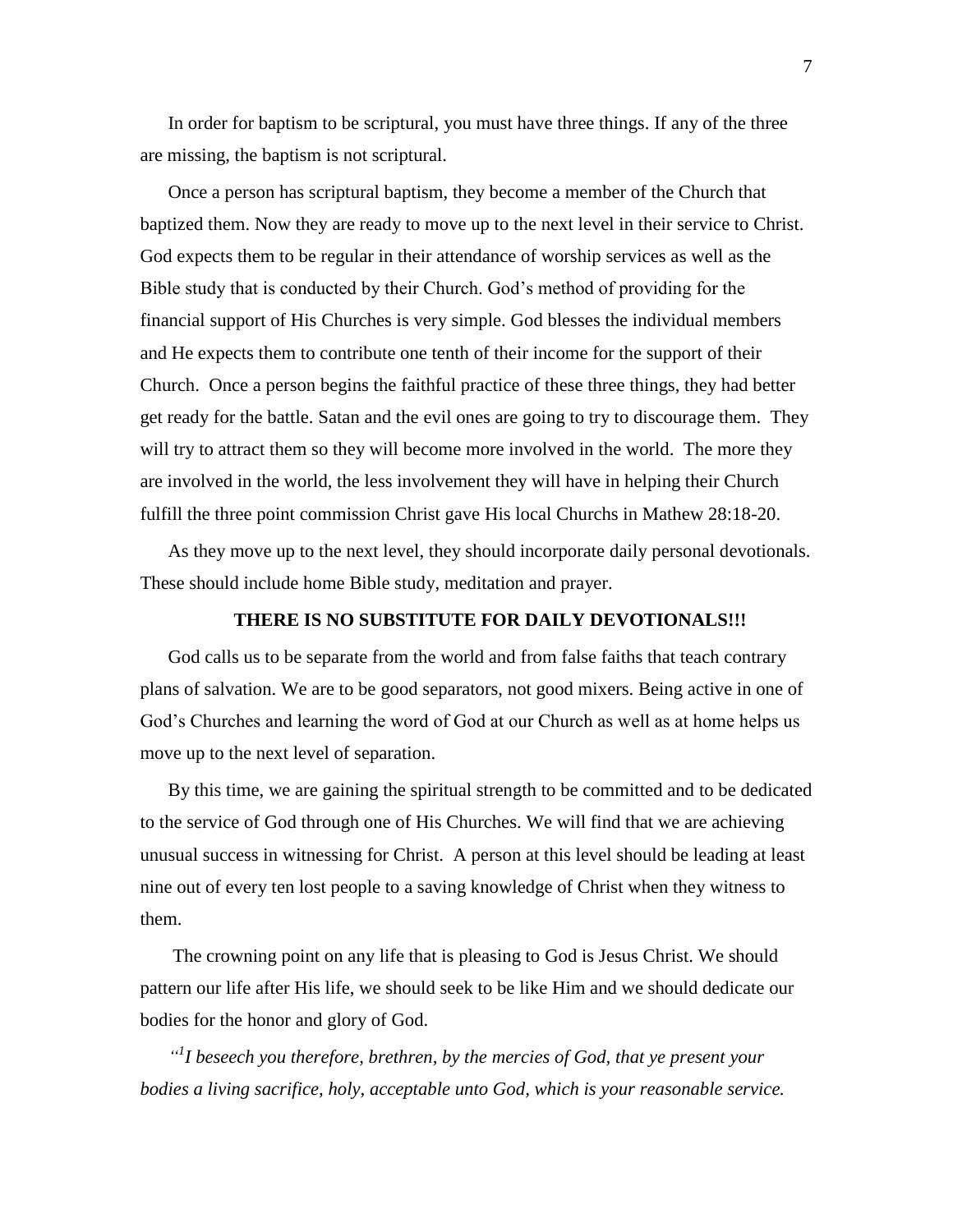In order for baptism to be scriptural, you must have three things. If any of the three are missing, the baptism is not scriptural.

Once a person has scriptural baptism, they become a member of the Church that baptized them. Now they are ready to move up to the next level in their service to Christ. God expects them to be regular in their attendance of worship services as well as the Bible study that is conducted by their Church. God's method of providing for the financial support of His Churches is very simple. God blesses the individual members and He expects them to contribute one tenth of their income for the support of their Church. Once a person begins the faithful practice of these three things, they had better get ready for the battle. Satan and the evil ones are going to try to discourage them. They will try to attract them so they will become more involved in the world. The more they are involved in the world, the less involvement they will have in helping their Church fulfill the three point commission Christ gave His local Churchs in Mathew 28:18-20.

As they move up to the next level, they should incorporate daily personal devotionals. These should include home Bible study, meditation and prayer.

**THERE IS NO SUBSTITUTE FOR DAILY DEVOTIONALS!!!**

God calls us to be separate from the world and from false faiths that teach contrary plans of salvation. We are to be good separators, not good mixers. Being active in one of God's Churches and learning the word of God at our Church as well as at home helps us move up to the next level of separation.

By this time, we are gaining the spiritual strength to be committed and to be dedicated to the service of God through one of His Churches. We will find that we are achieving unusual success in witnessing for Christ. A person at this level should be leading at least nine out of every ten lost people to a saving knowledge of Christ when they witness to them.

The crowning point on any life that is pleasing to God is Jesus Christ. We should pattern our life after His life, we should seek to be like Him and we should dedicate our bodies for the honor and glory of God.

*"[1]I beseech you therefore, brethren, by the mercies of God, that ye present your bodies a living sacrifice, holy, acceptable unto God, which is your reasonable service.*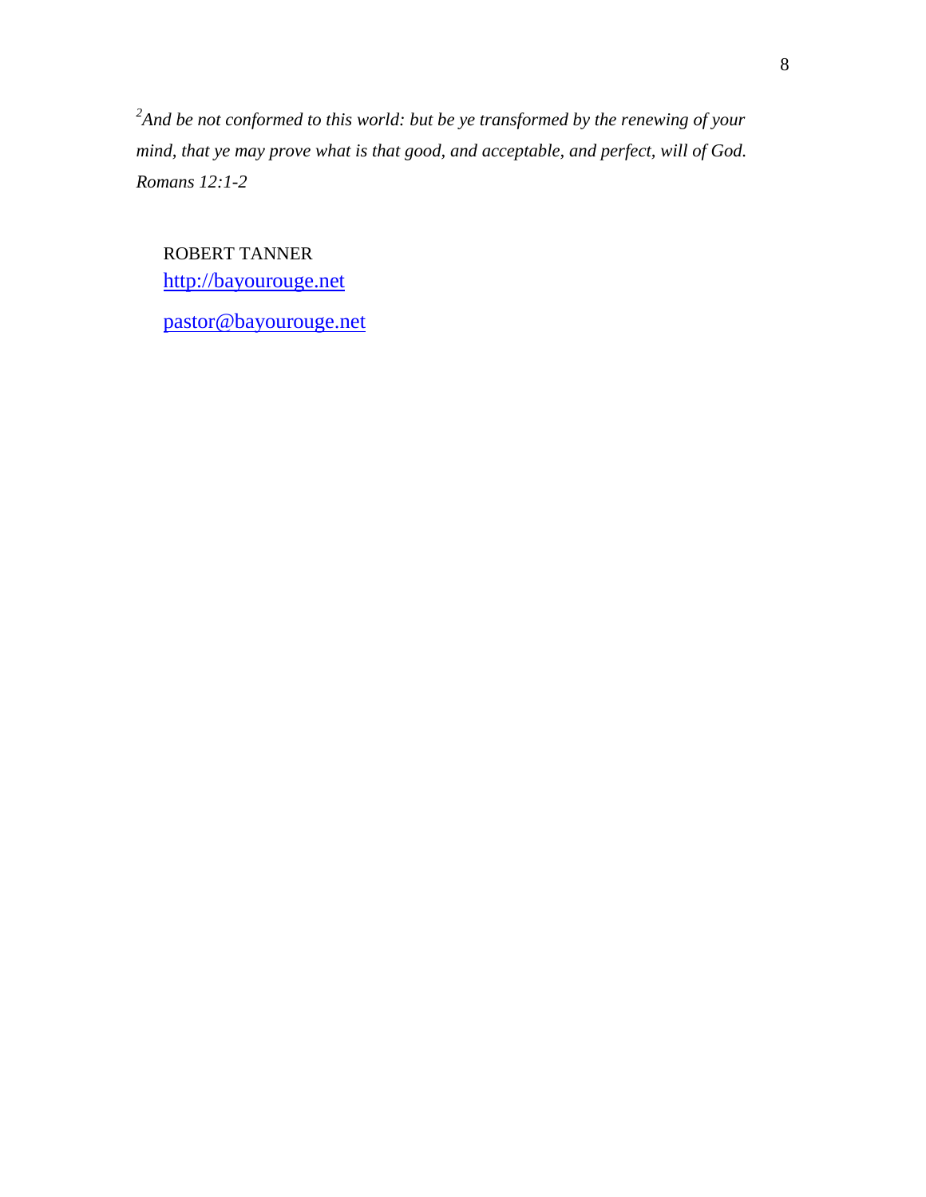*[2]And be not conformed to this world: but be ye transformed by the renewing of your mind, that ye may prove what is that good, and acceptable, and perfect, will of God. Romans 12:1-2*

ROBERT TANNER
http://bayourouge.net

pastor@bayourouge.net